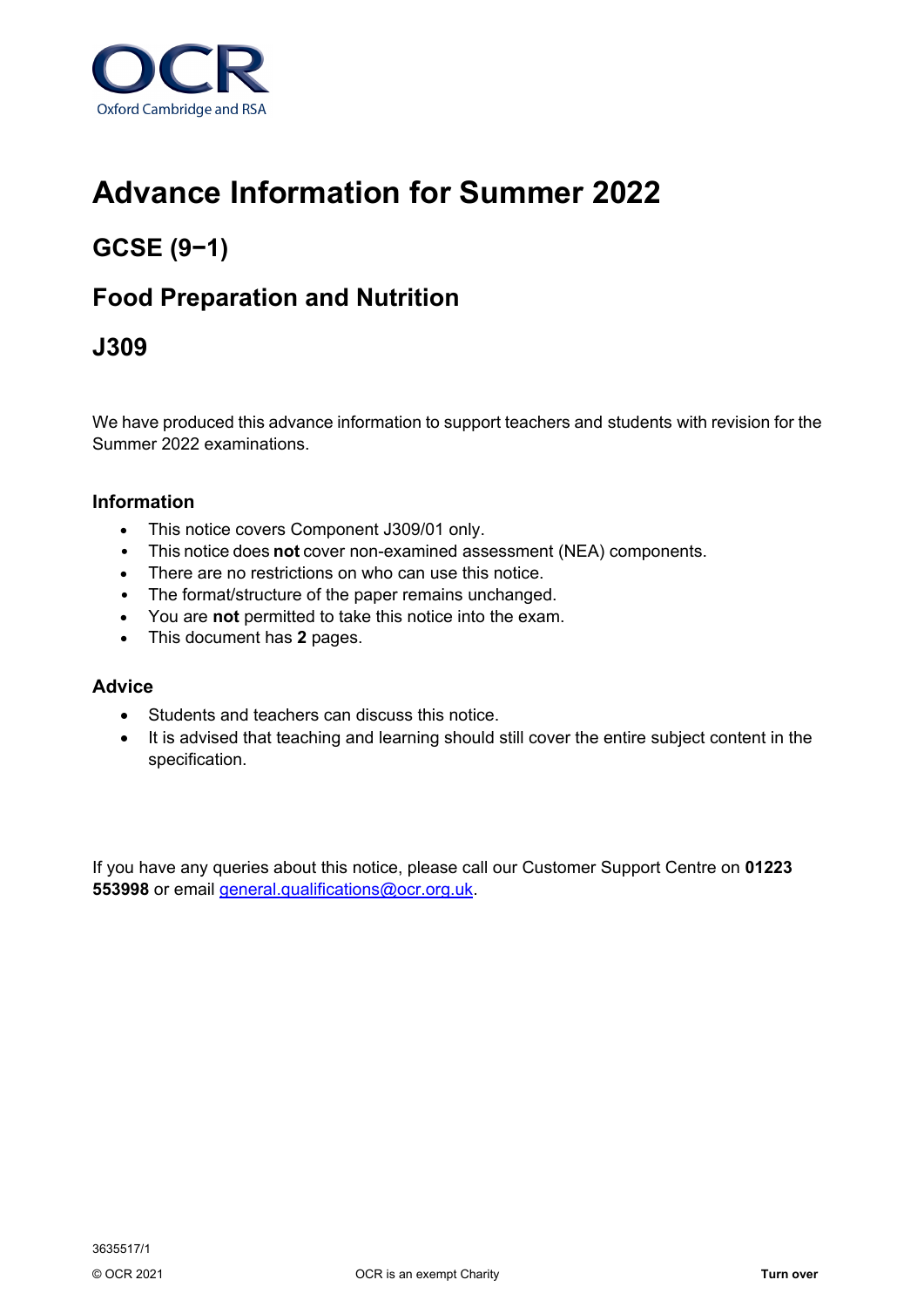OCR
Oxford Cambridge and RSA

# Advance Information for Summer 2022

## GCSE (9−1)

## Food Preparation and Nutrition

## J309

We have produced this advance information to support teachers and students with revision for the Summer 2022 examinations.

### Information

- This notice covers Component J309/01 only.
- This notice does **not** cover non-examined assessment (NEA) components.
- There are no restrictions on who can use this notice.
- The format/structure of the paper remains unchanged.
- You are **not** permitted to take this notice into the exam.
- This document has **2** pages.

### Advice

- Students and teachers can discuss this notice.
- It is advised that teaching and learning should still cover the entire subject content in the specification.

If you have any queries about this notice, please call our Customer Support Centre on **01223 553998** or email general.qualifications@ocr.org.uk.

3635517/1

© OCR 2021 OCR is an exempt Charity **Turn over**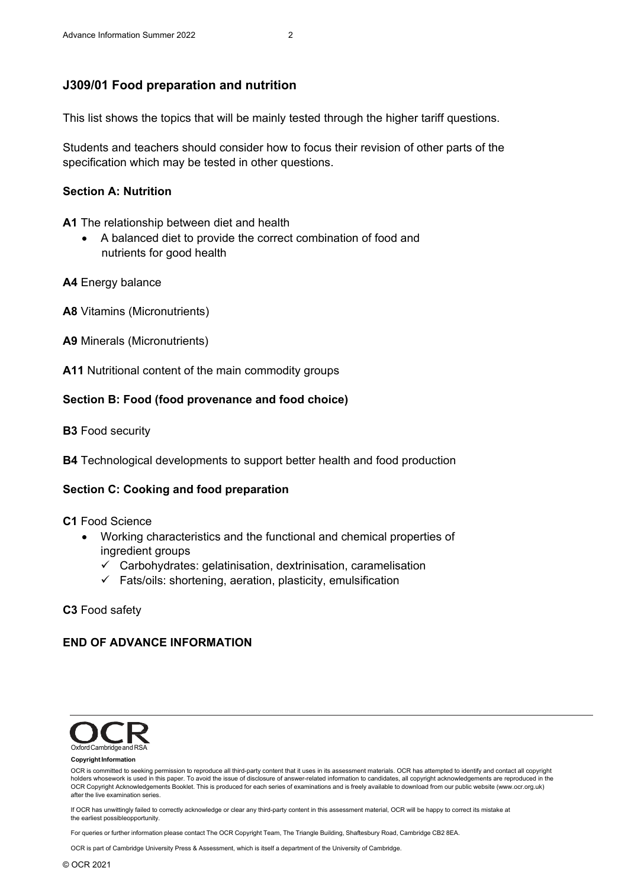## J309/01 Food preparation and nutrition

This list shows the topics that will be mainly tested through the higher tariff questions.

Students and teachers should consider how to focus their revision of other parts of the specification which may be tested in other questions.

### Section A: Nutrition

**A1** The relationship between diet and health

- A balanced diet to provide the correct combination of food and nutrients for good health

**A4** Energy balance

**A8** Vitamins (Micronutrients)

**A9** Minerals (Micronutrients)

**A11** Nutritional content of the main commodity groups

### Section B: Food (food provenance and food choice)

**B3** Food security

**B4** Technological developments to support better health and food production

### Section C: Cooking and food preparation

**C1** Food Science

- Working characteristics and the functional and chemical properties of ingredient groups
  - ✓ Carbohydrates: gelatinisation, dextrinisation, caramelisation
  - ✓ Fats/oils: shortening, aeration, plasticity, emulsification

**C3** Food safety

**END OF ADVANCE INFORMATION**

---

OCR
Oxford Cambridge and RSA

**Copyright Information**

OCR is committed to seeking permission to reproduce all third-party content that it uses in its assessment materials. OCR has attempted to identify and contact all copyright holders whosework is used in this paper. To avoid the issue of disclosure of answer-related information to candidates, all copyright acknowledgements are reproduced in the OCR Copyright Acknowledgements Booklet. This is produced for each series of examinations and is freely available to download from our public website (www.ocr.org.uk) after the live examination series.

If OCR has unwittingly failed to correctly acknowledge or clear any third-party content in this assessment material, OCR will be happy to correct its mistake at the earliest possibleopportunity.

For queries or further information please contact The OCR Copyright Team, The Triangle Building, Shaftesbury Road, Cambridge CB2 8EA.

OCR is part of Cambridge University Press & Assessment, which is itself a department of the University of Cambridge.

© OCR 2021